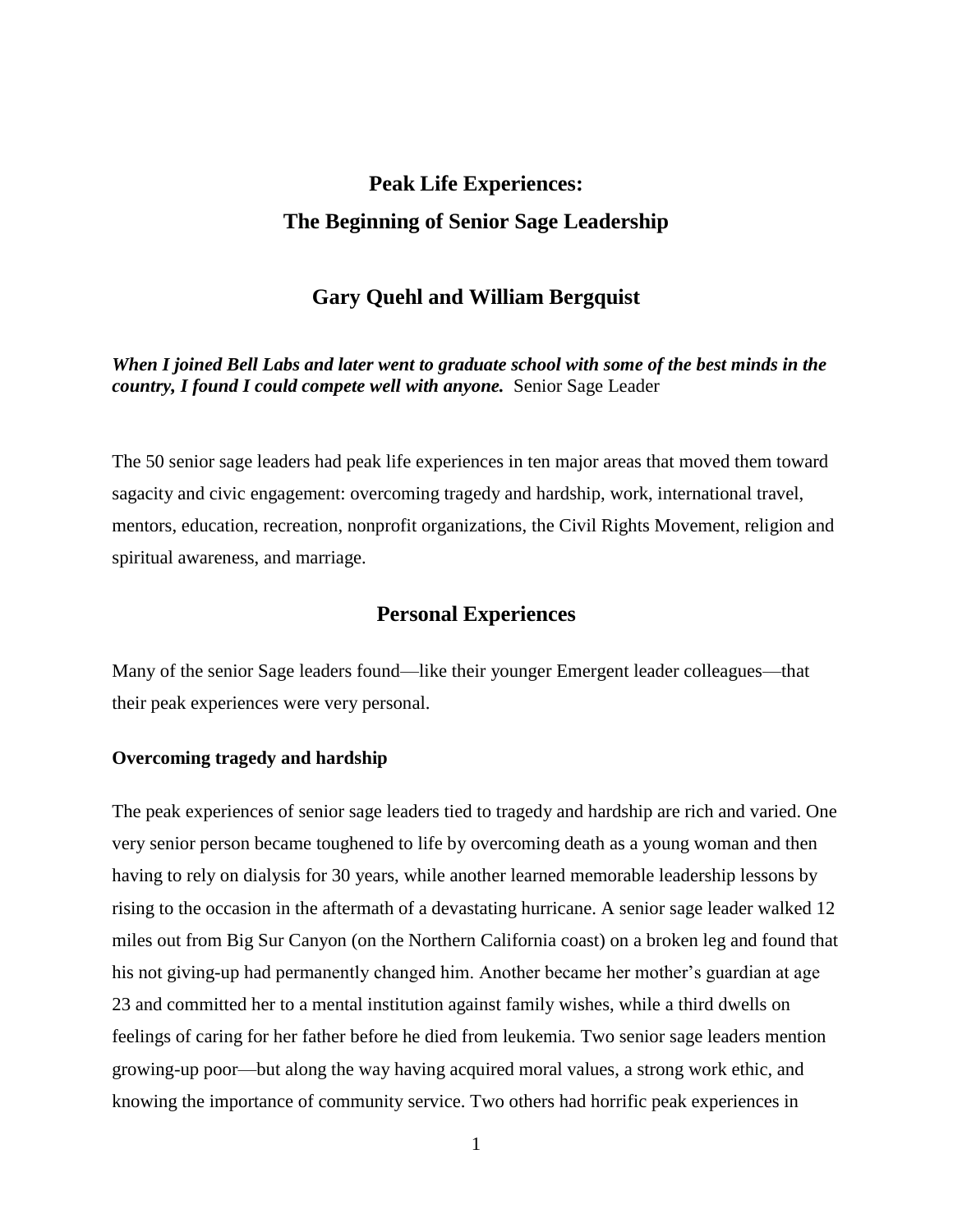# Peak Life Experiences:

# The Beginning of Senior Sage Leadership

## Gary Quehl and William Bergquist

***When I joined Bell Labs and later went to graduate school with some of the best minds in the country, I found I could compete well with anyone.*** Senior Sage Leader

The 50 senior sage leaders had peak life experiences in ten major areas that moved them toward sagacity and civic engagement: overcoming tragedy and hardship, work, international travel, mentors, education, recreation, nonprofit organizations, the Civil Rights Movement, religion and spiritual awareness, and marriage.

## Personal Experiences

Many of the senior Sage leaders found—like their younger Emergent leader colleagues—that their peak experiences were very personal.

### Overcoming tragedy and hardship

The peak experiences of senior sage leaders tied to tragedy and hardship are rich and varied. One very senior person became toughened to life by overcoming death as a young woman and then having to rely on dialysis for 30 years, while another learned memorable leadership lessons by rising to the occasion in the aftermath of a devastating hurricane. A senior sage leader walked 12 miles out from Big Sur Canyon (on the Northern California coast) on a broken leg and found that his not giving-up had permanently changed him. Another became her mother's guardian at age 23 and committed her to a mental institution against family wishes, while a third dwells on feelings of caring for her father before he died from leukemia. Two senior sage leaders mention growing-up poor—but along the way having acquired moral values, a strong work ethic, and knowing the importance of community service. Two others had horrific peak experiences in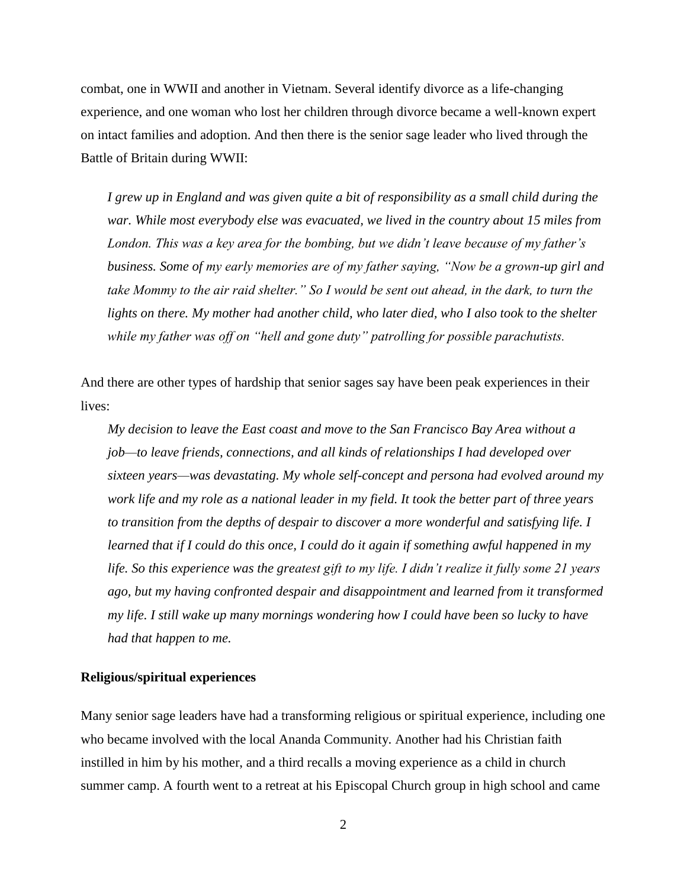combat, one in WWII and another in Vietnam. Several identify divorce as a life-changing experience, and one woman who lost her children through divorce became a well-known expert on intact families and adoption. And then there is the senior sage leader who lived through the Battle of Britain during WWII:

> *I grew up in England and was given quite a bit of responsibility as a small child during the war. While most everybody else was evacuated, we lived in the country about 15 miles from London. This was a key area for the bombing, but we didn't leave because of my father's business. Some of my early memories are of my father saying, "Now be a grown-up girl and take Mommy to the air raid shelter." So I would be sent out ahead, in the dark, to turn the lights on there. My mother had another child, who later died, who I also took to the shelter while my father was off on "hell and gone duty" patrolling for possible parachutists.*

And there are other types of hardship that senior sages say have been peak experiences in their lives:

> *My decision to leave the East coast and move to the San Francisco Bay Area without a job—to leave friends, connections, and all kinds of relationships I had developed over sixteen years—was devastating. My whole self-concept and persona had evolved around my work life and my role as a national leader in my field. It took the better part of three years to transition from the depths of despair to discover a more wonderful and satisfying life. I learned that if I could do this once, I could do it again if something awful happened in my life. So this experience was the greatest gift to my life. I didn't realize it fully some 21 years ago, but my having confronted despair and disappointment and learned from it transformed my life. I still wake up many mornings wondering how I could have been so lucky to have had that happen to me.*

**Religious/spiritual experiences**

Many senior sage leaders have had a transforming religious or spiritual experience, including one who became involved with the local Ananda Community. Another had his Christian faith instilled in him by his mother, and a third recalls a moving experience as a child in church summer camp. A fourth went to a retreat at his Episcopal Church group in high school and came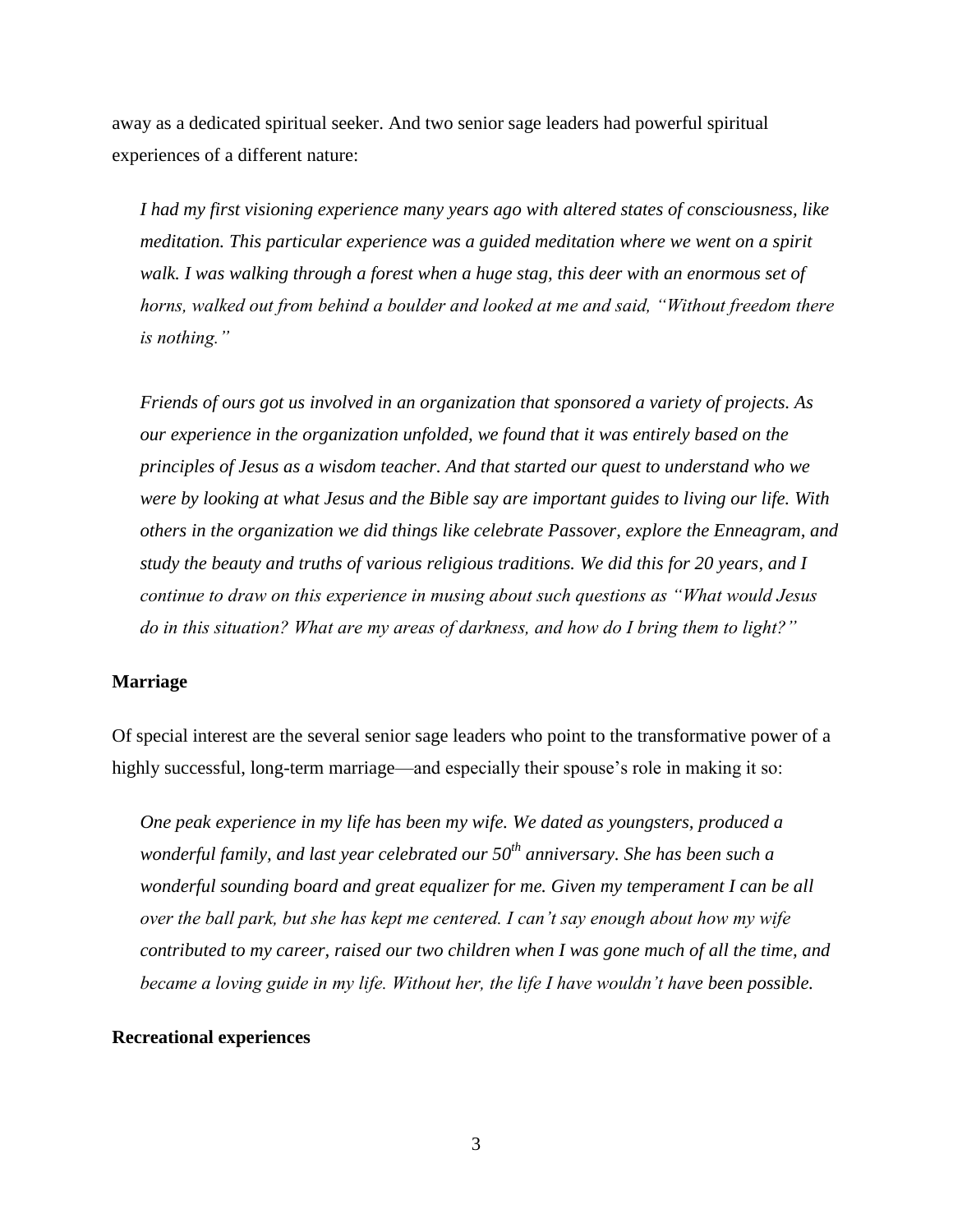away as a dedicated spiritual seeker. And two senior sage leaders had powerful spiritual experiences of a different nature:

> *I had my first visioning experience many years ago with altered states of consciousness, like meditation. This particular experience was a guided meditation where we went on a spirit walk. I was walking through a forest when a huge stag, this deer with an enormous set of horns, walked out from behind a boulder and looked at me and said, "Without freedom there is nothing."*

> *Friends of ours got us involved in an organization that sponsored a variety of projects. As our experience in the organization unfolded, we found that it was entirely based on the principles of Jesus as a wisdom teacher. And that started our quest to understand who we were by looking at what Jesus and the Bible say are important guides to living our life. With others in the organization we did things like celebrate Passover, explore the Enneagram, and study the beauty and truths of various religious traditions. We did this for 20 years, and I continue to draw on this experience in musing about such questions as "What would Jesus do in this situation? What are my areas of darkness, and how do I bring them to light?"*

**Marriage**

Of special interest are the several senior sage leaders who point to the transformative power of a highly successful, long-term marriage—and especially their spouse's role in making it so:

> *One peak experience in my life has been my wife. We dated as youngsters, produced a wonderful family, and last year celebrated our 50th anniversary. She has been such a wonderful sounding board and great equalizer for me. Given my temperament I can be all over the ball park, but she has kept me centered. I can't say enough about how my wife contributed to my career, raised our two children when I was gone much of all the time, and became a loving guide in my life. Without her, the life I have wouldn't have been possible.*

**Recreational experiences**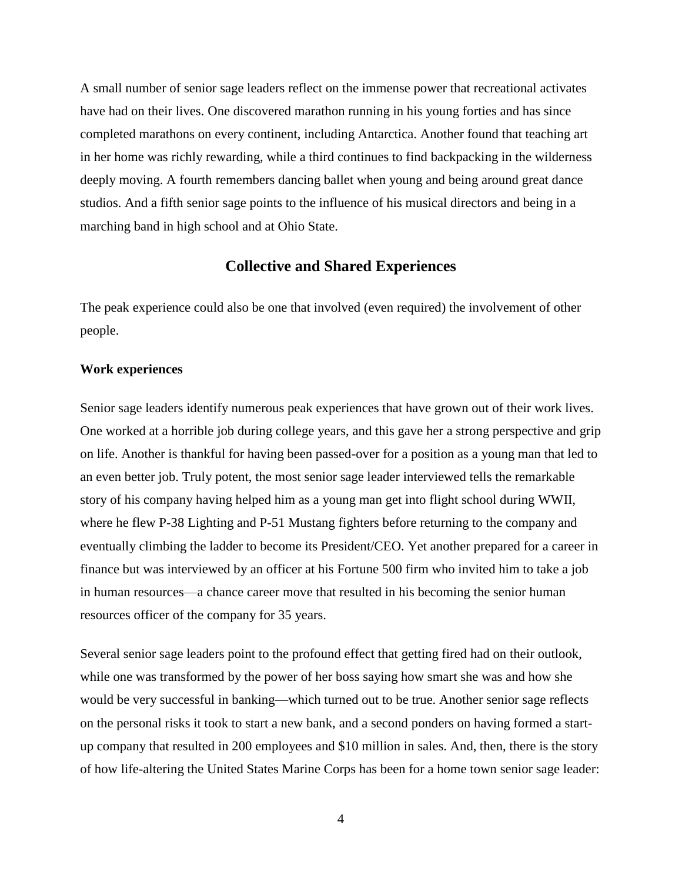A small number of senior sage leaders reflect on the immense power that recreational activates have had on their lives. One discovered marathon running in his young forties and has since completed marathons on every continent, including Antarctica. Another found that teaching art in her home was richly rewarding, while a third continues to find backpacking in the wilderness deeply moving. A fourth remembers dancing ballet when young and being around great dance studios. And a fifth senior sage points to the influence of his musical directors and being in a marching band in high school and at Ohio State.

## Collective and Shared Experiences

The peak experience could also be one that involved (even required) the involvement of other people.

**Work experiences**

Senior sage leaders identify numerous peak experiences that have grown out of their work lives. One worked at a horrible job during college years, and this gave her a strong perspective and grip on life. Another is thankful for having been passed-over for a position as a young man that led to an even better job. Truly potent, the most senior sage leader interviewed tells the remarkable story of his company having helped him as a young man get into flight school during WWII, where he flew P-38 Lighting and P-51 Mustang fighters before returning to the company and eventually climbing the ladder to become its President/CEO. Yet another prepared for a career in finance but was interviewed by an officer at his Fortune 500 firm who invited him to take a job in human resources—a chance career move that resulted in his becoming the senior human resources officer of the company for 35 years.

Several senior sage leaders point to the profound effect that getting fired had on their outlook, while one was transformed by the power of her boss saying how smart she was and how she would be very successful in banking—which turned out to be true. Another senior sage reflects on the personal risks it took to start a new bank, and a second ponders on having formed a start-up company that resulted in 200 employees and $10 million in sales. And, then, there is the story of how life-altering the United States Marine Corps has been for a home town senior sage leader: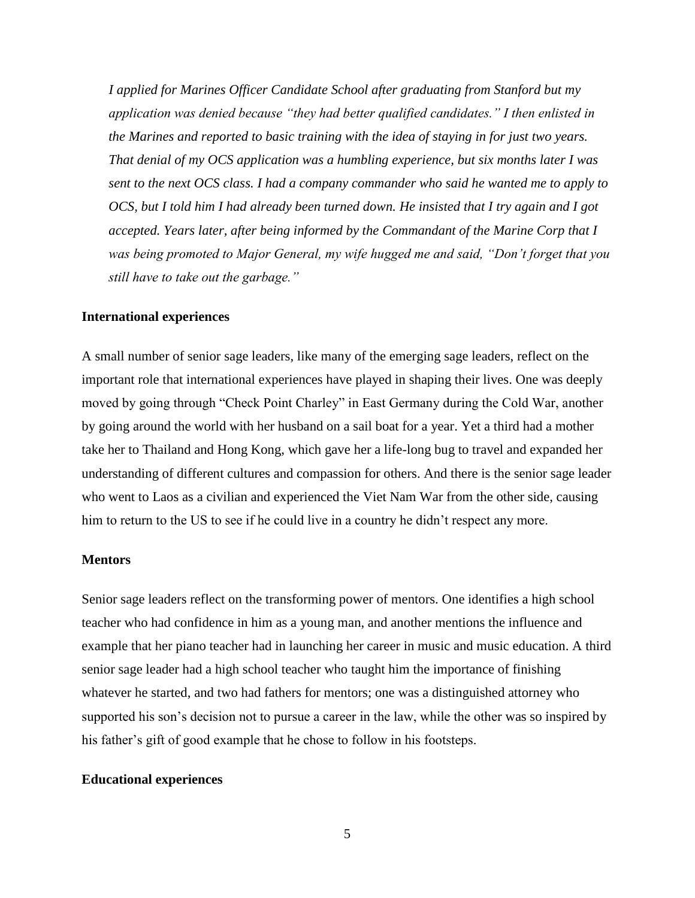*I applied for Marines Officer Candidate School after graduating from Stanford but my application was denied because "they had better qualified candidates." I then enlisted in the Marines and reported to basic training with the idea of staying in for just two years. That denial of my OCS application was a humbling experience, but six months later I was sent to the next OCS class. I had a company commander who said he wanted me to apply to OCS, but I told him I had already been turned down. He insisted that I try again and I got accepted. Years later, after being informed by the Commandant of the Marine Corp that I was being promoted to Major General, my wife hugged me and said, "Don't forget that you still have to take out the garbage."*

**International experiences**

A small number of senior sage leaders, like many of the emerging sage leaders, reflect on the important role that international experiences have played in shaping their lives. One was deeply moved by going through "Check Point Charley" in East Germany during the Cold War, another by going around the world with her husband on a sail boat for a year. Yet a third had a mother take her to Thailand and Hong Kong, which gave her a life-long bug to travel and expanded her understanding of different cultures and compassion for others. And there is the senior sage leader who went to Laos as a civilian and experienced the Viet Nam War from the other side, causing him to return to the US to see if he could live in a country he didn't respect any more.

**Mentors**

Senior sage leaders reflect on the transforming power of mentors. One identifies a high school teacher who had confidence in him as a young man, and another mentions the influence and example that her piano teacher had in launching her career in music and music education. A third senior sage leader had a high school teacher who taught him the importance of finishing whatever he started, and two had fathers for mentors; one was a distinguished attorney who supported his son's decision not to pursue a career in the law, while the other was so inspired by his father's gift of good example that he chose to follow in his footsteps.

**Educational experiences**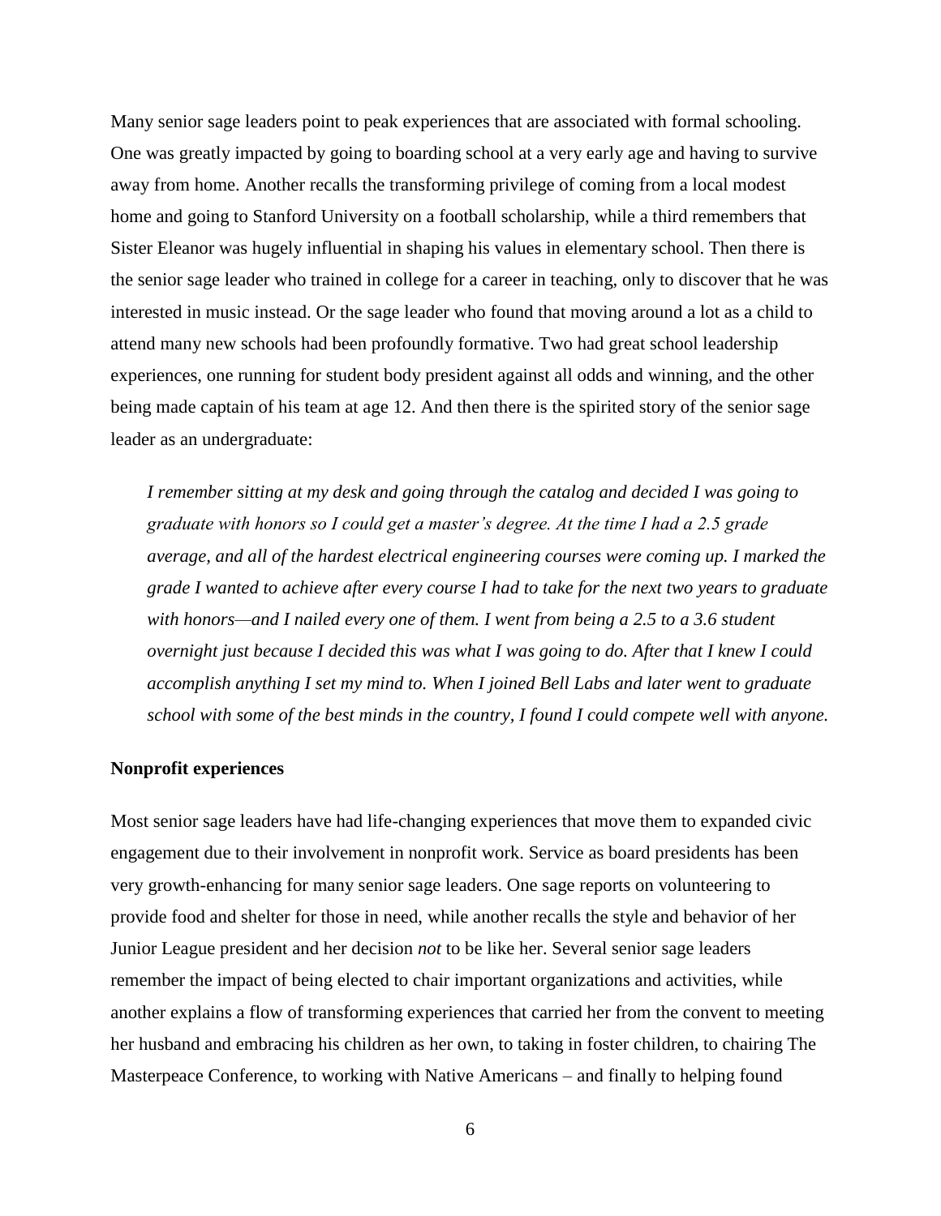Many senior sage leaders point to peak experiences that are associated with formal schooling. One was greatly impacted by going to boarding school at a very early age and having to survive away from home. Another recalls the transforming privilege of coming from a local modest home and going to Stanford University on a football scholarship, while a third remembers that Sister Eleanor was hugely influential in shaping his values in elementary school. Then there is the senior sage leader who trained in college for a career in teaching, only to discover that he was interested in music instead. Or the sage leader who found that moving around a lot as a child to attend many new schools had been profoundly formative. Two had great school leadership experiences, one running for student body president against all odds and winning, and the other being made captain of his team at age 12. And then there is the spirited story of the senior sage leader as an undergraduate:

> *I remember sitting at my desk and going through the catalog and decided I was going to graduate with honors so I could get a master's degree. At the time I had a 2.5 grade average, and all of the hardest electrical engineering courses were coming up. I marked the grade I wanted to achieve after every course I had to take for the next two years to graduate with honors—and I nailed every one of them. I went from being a 2.5 to a 3.6 student overnight just because I decided this was what I was going to do. After that I knew I could accomplish anything I set my mind to. When I joined Bell Labs and later went to graduate school with some of the best minds in the country, I found I could compete well with anyone.*

**Nonprofit experiences**

Most senior sage leaders have had life-changing experiences that move them to expanded civic engagement due to their involvement in nonprofit work. Service as board presidents has been very growth-enhancing for many senior sage leaders. One sage reports on volunteering to provide food and shelter for those in need, while another recalls the style and behavior of her Junior League president and her decision *not* to be like her. Several senior sage leaders remember the impact of being elected to chair important organizations and activities, while another explains a flow of transforming experiences that carried her from the convent to meeting her husband and embracing his children as her own, to taking in foster children, to chairing The Masterpeace Conference, to working with Native Americans – and finally to helping found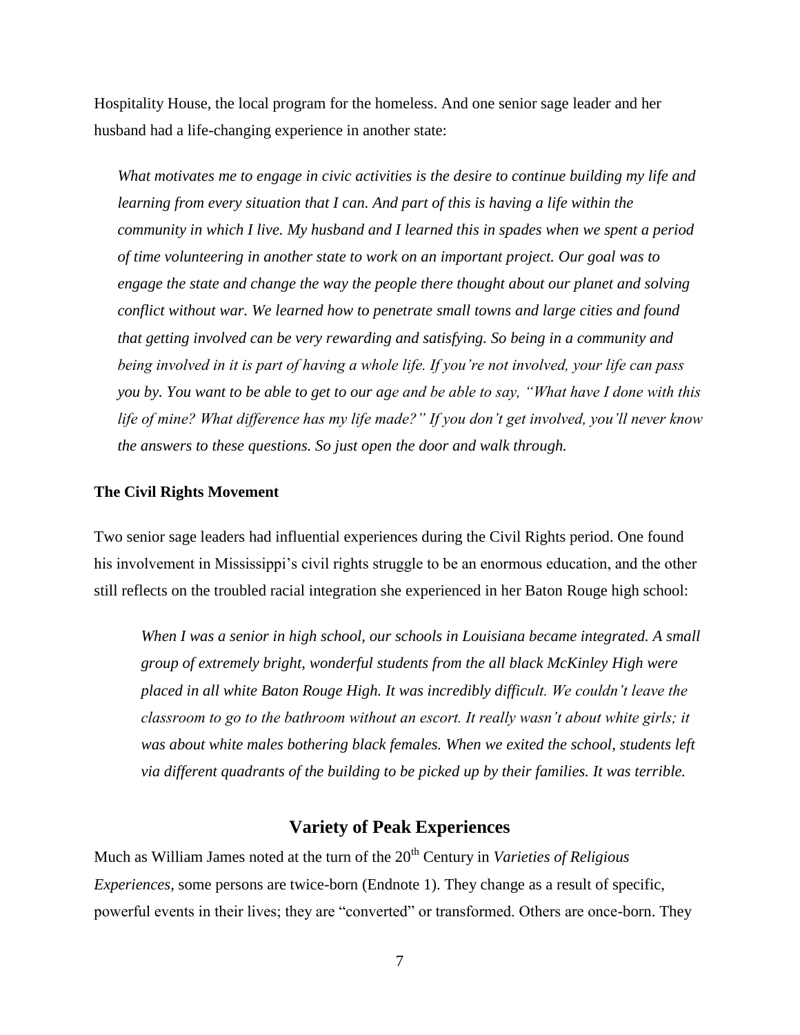Hospitality House, the local program for the homeless. And one senior sage leader and her husband had a life-changing experience in another state:

> *What motivates me to engage in civic activities is the desire to continue building my life and learning from every situation that I can. And part of this is having a life within the community in which I live. My husband and I learned this in spades when we spent a period of time volunteering in another state to work on an important project. Our goal was to engage the state and change the way the people there thought about our planet and solving conflict without war. We learned how to penetrate small towns and large cities and found that getting involved can be very rewarding and satisfying. So being in a community and being involved in it is part of having a whole life. If you're not involved, your life can pass you by. You want to be able to get to our age and be able to say, "What have I done with this life of mine? What difference has my life made?" If you don't get involved, you'll never know the answers to these questions. So just open the door and walk through.*

**The Civil Rights Movement**

Two senior sage leaders had influential experiences during the Civil Rights period. One found his involvement in Mississippi's civil rights struggle to be an enormous education, and the other still reflects on the troubled racial integration she experienced in her Baton Rouge high school:

> *When I was a senior in high school, our schools in Louisiana became integrated. A small group of extremely bright, wonderful students from the all black McKinley High were placed in all white Baton Rouge High. It was incredibly difficult. We couldn't leave the classroom to go to the bathroom without an escort. It really wasn't about white girls; it was about white males bothering black females. When we exited the school, students left via different quadrants of the building to be picked up by their families. It was terrible.*

## Variety of Peak Experiences

Much as William James noted at the turn of the 20th Century in *Varieties of Religious Experiences*, some persons are twice-born (Endnote 1). They change as a result of specific, powerful events in their lives; they are "converted" or transformed. Others are once-born. They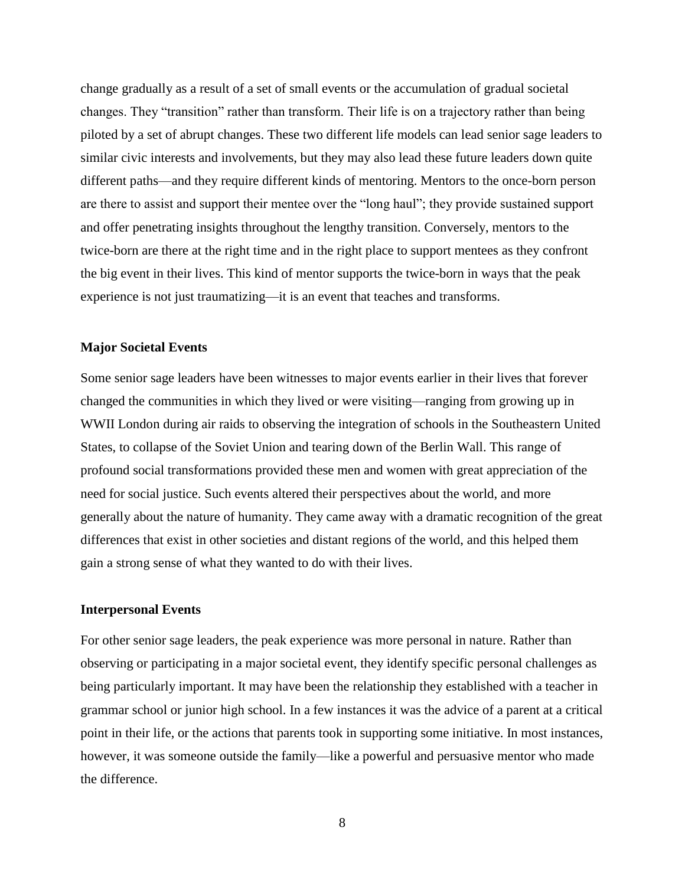change gradually as a result of a set of small events or the accumulation of gradual societal changes. They "transition" rather than transform. Their life is on a trajectory rather than being piloted by a set of abrupt changes. These two different life models can lead senior sage leaders to similar civic interests and involvements, but they may also lead these future leaders down quite different paths—and they require different kinds of mentoring. Mentors to the once-born person are there to assist and support their mentee over the "long haul"; they provide sustained support and offer penetrating insights throughout the lengthy transition. Conversely, mentors to the twice-born are there at the right time and in the right place to support mentees as they confront the big event in their lives. This kind of mentor supports the twice-born in ways that the peak experience is not just traumatizing—it is an event that teaches and transforms.

**Major Societal Events**

Some senior sage leaders have been witnesses to major events earlier in their lives that forever changed the communities in which they lived or were visiting—ranging from growing up in WWII London during air raids to observing the integration of schools in the Southeastern United States, to collapse of the Soviet Union and tearing down of the Berlin Wall. This range of profound social transformations provided these men and women with great appreciation of the need for social justice. Such events altered their perspectives about the world, and more generally about the nature of humanity. They came away with a dramatic recognition of the great differences that exist in other societies and distant regions of the world, and this helped them gain a strong sense of what they wanted to do with their lives.

**Interpersonal Events**

For other senior sage leaders, the peak experience was more personal in nature. Rather than observing or participating in a major societal event, they identify specific personal challenges as being particularly important. It may have been the relationship they established with a teacher in grammar school or junior high school. In a few instances it was the advice of a parent at a critical point in their life, or the actions that parents took in supporting some initiative. In most instances, however, it was someone outside the family—like a powerful and persuasive mentor who made the difference.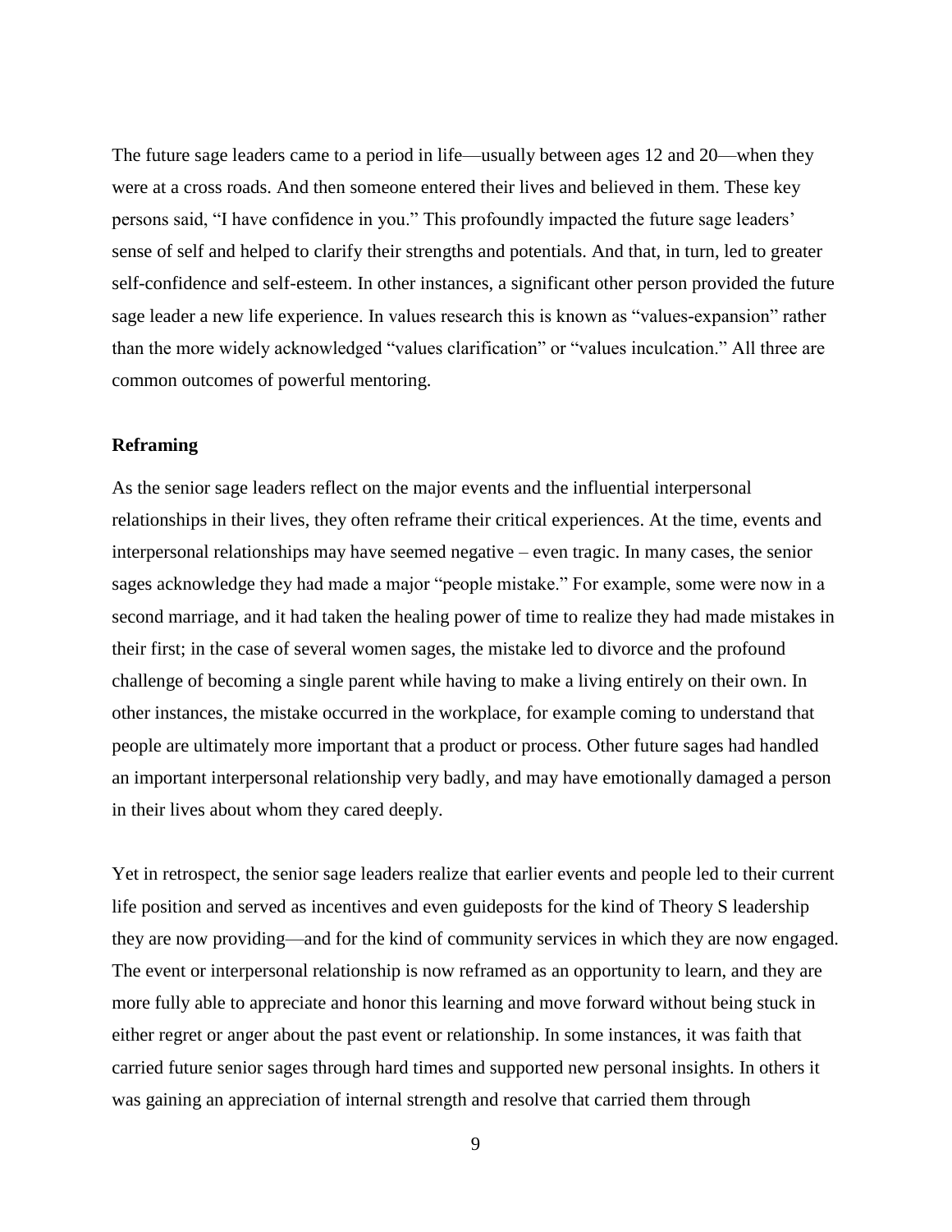The future sage leaders came to a period in life—usually between ages 12 and 20—when they were at a cross roads. And then someone entered their lives and believed in them. These key persons said, "I have confidence in you." This profoundly impacted the future sage leaders' sense of self and helped to clarify their strengths and potentials. And that, in turn, led to greater self-confidence and self-esteem. In other instances, a significant other person provided the future sage leader a new life experience. In values research this is known as "values-expansion" rather than the more widely acknowledged "values clarification" or "values inculcation." All three are common outcomes of powerful mentoring.

### Reframing

As the senior sage leaders reflect on the major events and the influential interpersonal relationships in their lives, they often reframe their critical experiences. At the time, events and interpersonal relationships may have seemed negative – even tragic. In many cases, the senior sages acknowledge they had made a major "people mistake." For example, some were now in a second marriage, and it had taken the healing power of time to realize they had made mistakes in their first; in the case of several women sages, the mistake led to divorce and the profound challenge of becoming a single parent while having to make a living entirely on their own. In other instances, the mistake occurred in the workplace, for example coming to understand that people are ultimately more important that a product or process. Other future sages had handled an important interpersonal relationship very badly, and may have emotionally damaged a person in their lives about whom they cared deeply.

Yet in retrospect, the senior sage leaders realize that earlier events and people led to their current life position and served as incentives and even guideposts for the kind of Theory S leadership they are now providing—and for the kind of community services in which they are now engaged. The event or interpersonal relationship is now reframed as an opportunity to learn, and they are more fully able to appreciate and honor this learning and move forward without being stuck in either regret or anger about the past event or relationship. In some instances, it was faith that carried future senior sages through hard times and supported new personal insights. In others it was gaining an appreciation of internal strength and resolve that carried them through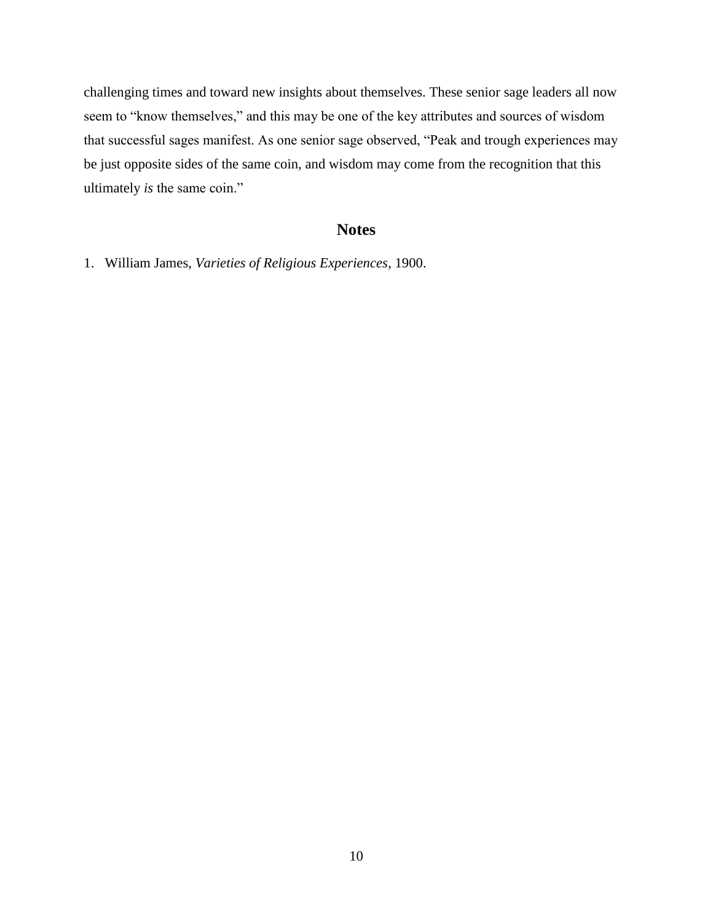challenging times and toward new insights about themselves. These senior sage leaders all now seem to "know themselves," and this may be one of the key attributes and sources of wisdom that successful sages manifest. As one senior sage observed, "Peak and trough experiences may be just opposite sides of the same coin, and wisdom may come from the recognition that this ultimately *is* the same coin."

## Notes

1. William James, *Varieties of Religious Experiences*, 1900.